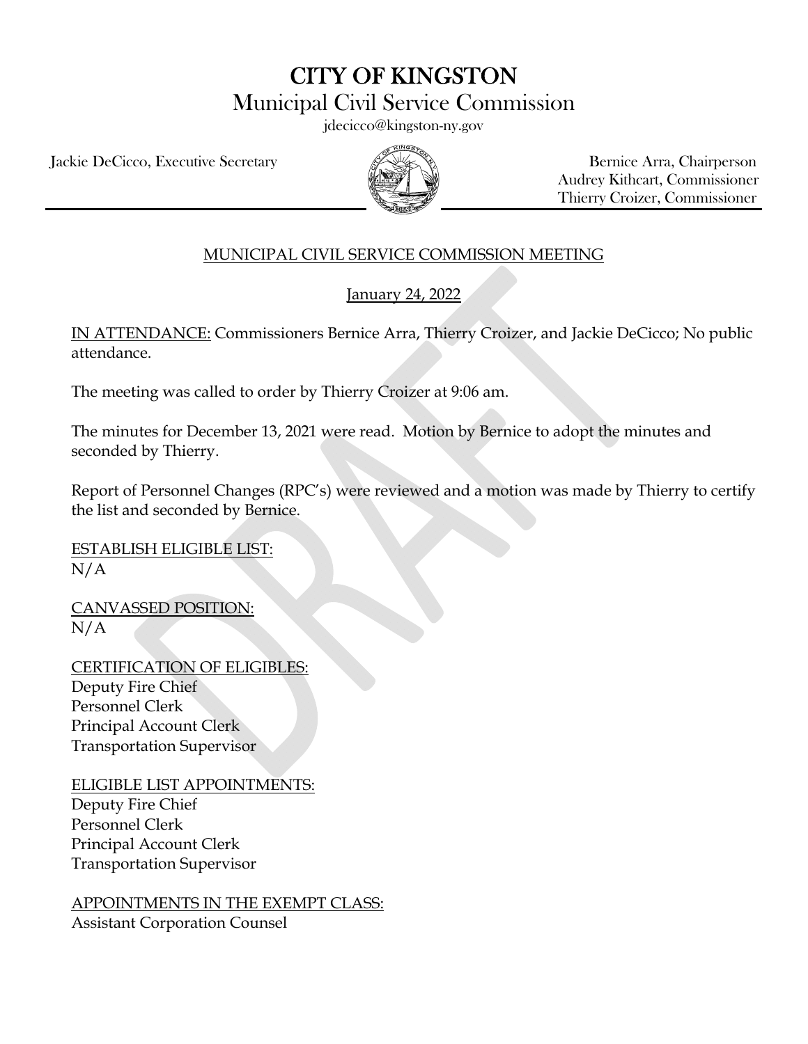# CITY OF KINGSTON

## Municipal Civil Service Commission

jdecicco@kingston-ny.gov

Jackie DeCicco, Executive Secretary

Bernice Arra, Chairperson
Audrey Kithcart, Commissioner
Thierry Croizer, Commissioner

<u>MUNICIPAL CIVIL SERVICE COMMISSION MEETING</u>

<u>January 24, 2022</u>

<u>IN ATTENDANCE:</u> Commissioners Bernice Arra, Thierry Croizer, and Jackie DeCicco; No public attendance.

The meeting was called to order by Thierry Croizer at 9:06 am.

The minutes for December 13, 2021 were read. Motion by Bernice to adopt the minutes and seconded by Thierry.

Report of Personnel Changes (RPC's) were reviewed and a motion was made by Thierry to certify the list and seconded by Bernice.

<u>ESTABLISH ELIGIBLE LIST:</u>
N/A

<u>CANVASSED POSITION:</u>
N/A

<u>CERTIFICATION OF ELIGIBLES:</u>
Deputy Fire Chief
Personnel Clerk
Principal Account Clerk
Transportation Supervisor

<u>ELIGIBLE LIST APPOINTMENTS:</u>
Deputy Fire Chief
Personnel Clerk
Principal Account Clerk
Transportation Supervisor

<u>APPOINTMENTS IN THE EXEMPT CLASS:</u>
Assistant Corporation Counsel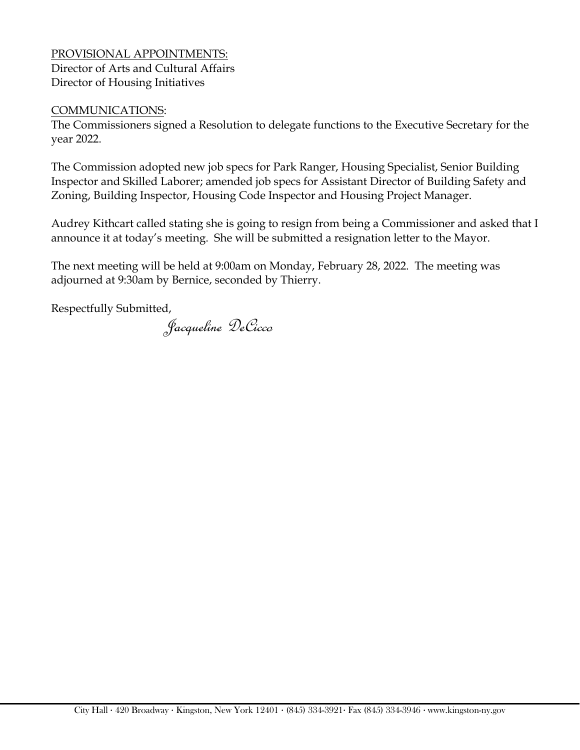PROVISIONAL APPOINTMENTS:
Director of Arts and Cultural Affairs
Director of Housing Initiatives

COMMUNICATIONS:
The Commissioners signed a Resolution to delegate functions to the Executive Secretary for the year 2022.

The Commission adopted new job specs for Park Ranger, Housing Specialist, Senior Building Inspector and Skilled Laborer; amended job specs for Assistant Director of Building Safety and Zoning, Building Inspector, Housing Code Inspector and Housing Project Manager.

Audrey Kithcart called stating she is going to resign from being a Commissioner and asked that I announce it at today's meeting. She will be submitted a resignation letter to the Mayor.

The next meeting will be held at 9:00am on Monday, February 28, 2022. The meeting was adjourned at 9:30am by Bernice, seconded by Thierry.

Respectfully Submitted,

*Jacqueline DeCicco*